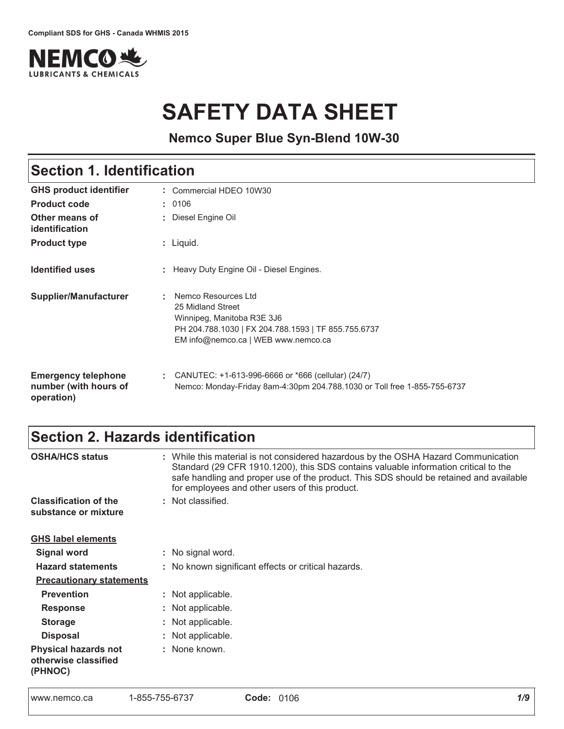Compliant SDS for GHS - Canada WHMIS 2015

# SAFETY DATA SHEET

**Nemco Super Blue Syn-Blend 10W-30**

## Section 1. Identification

| | |
|---|---|
| **GHS product identifier** | : Commercial HDEO 10W30 |
| **Product code** | : 0106 |
| **Other means of identification** | : Diesel Engine Oil |
| **Product type** | : Liquid. |
| **Identified uses** | : Heavy Duty Engine Oil - Diesel Engines. |
| **Supplier/Manufacturer** | : Nemco Resources Ltd<br>25 Midland Street<br>Winnipeg, Manitoba R3E 3J6<br>PH 204.788.1030 \| FX 204.788.1593 \| TF 855.755.6737<br>EM info@nemco.ca \| WEB www.nemco.ca |
| **Emergency telephone number (with hours of operation)** | : CANUTEC: +1-613-996-6666 or *666 (cellular) (24/7)<br>Nemco: Monday-Friday 8am-4:30pm 204.788.1030 or Toll free 1-855-755-6737 |

## Section 2. Hazards identification

| | |
|---|---|
| **OSHA/HCS status** | : While this material is not considered hazardous by the OSHA Hazard Communication Standard (29 CFR 1910.1200), this SDS contains valuable information critical to the safe handling and proper use of the product. This SDS should be retained and available for employees and other users of this product. |
| **Classification of the substance or mixture** | : Not classified. |

**GHS label elements**

| | |
|---|---|
| **Signal word** | : No signal word. |
| **Hazard statements** | : No known significant effects or critical hazards. |

**Precautionary statements**

| | |
|---|---|
| **Prevention** | : Not applicable. |
| **Response** | : Not applicable. |
| **Storage** | : Not applicable. |
| **Disposal** | : Not applicable. |
| **Physical hazards not otherwise classified (PHNOC)** | : None known. |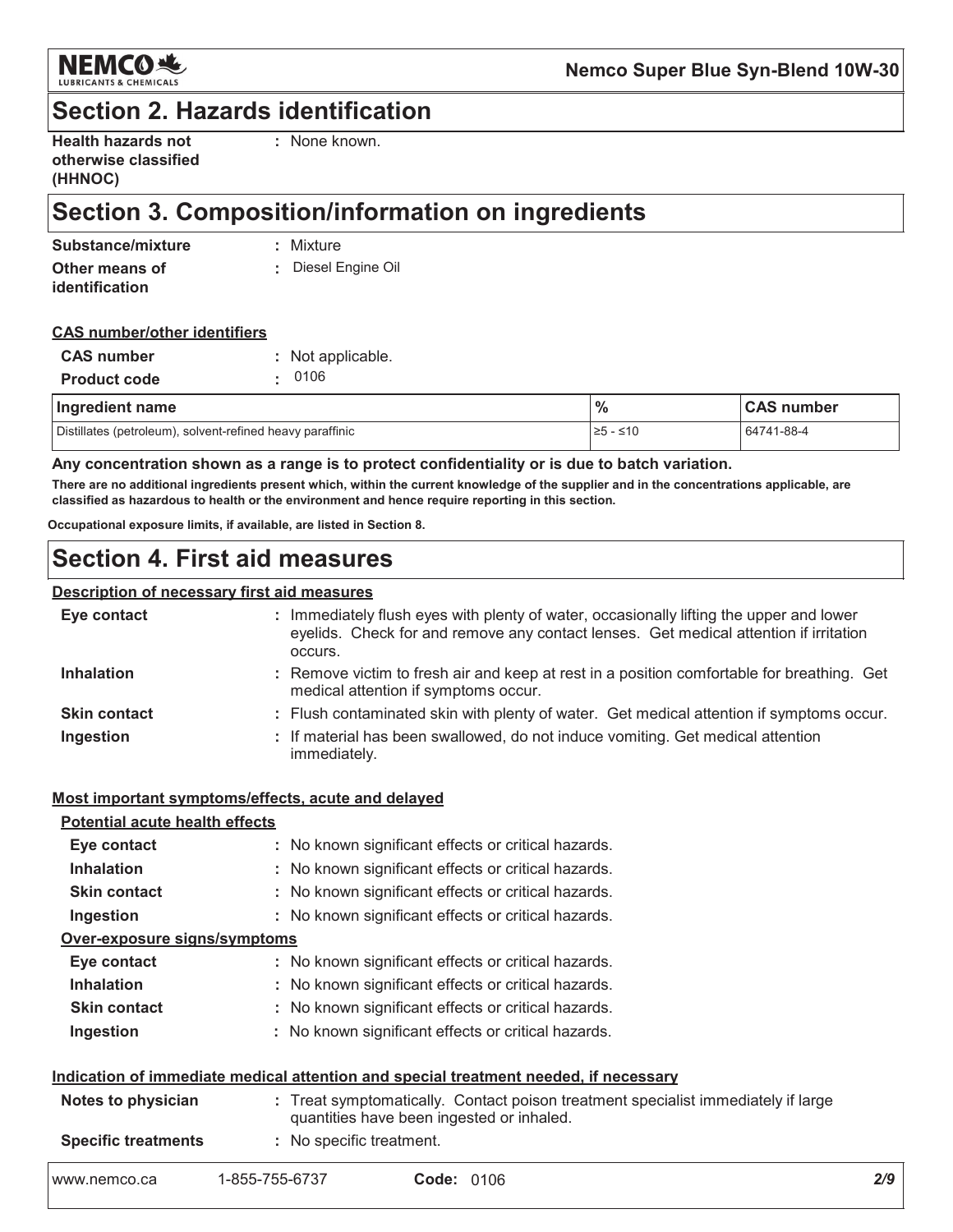## Section 2. Hazards identification

**Health hazards not otherwise classified (HHNOC)** : None known.

## Section 3. Composition/information on ingredients

**Substance/mixture** : Mixture

**Other means of identification** : Diesel Engine Oil

**CAS number/other identifiers**

**CAS number** : Not applicable.

**Product code** : 0106

| Ingredient name | % | CAS number |
|---|---|---|
| Distillates (petroleum), solvent-refined heavy paraffinic | ≥5 - ≤10 | 64741-88-4 |

**Any concentration shown as a range is to protect confidentiality or is due to batch variation.**

**There are no additional ingredients present which, within the current knowledge of the supplier and in the concentrations applicable, are classified as hazardous to health or the environment and hence require reporting in this section.**

**Occupational exposure limits, if available, are listed in Section 8.**

## Section 4. First aid measures

**Description of necessary first aid measures**

**Eye contact** : Immediately flush eyes with plenty of water, occasionally lifting the upper and lower eyelids. Check for and remove any contact lenses. Get medical attention if irritation occurs.

**Inhalation** : Remove victim to fresh air and keep at rest in a position comfortable for breathing. Get medical attention if symptoms occur.

**Skin contact** : Flush contaminated skin with plenty of water. Get medical attention if symptoms occur.

**Ingestion** : If material has been swallowed, do not induce vomiting. Get medical attention immediately.

**Most important symptoms/effects, acute and delayed**

**Potential acute health effects**

**Eye contact** : No known significant effects or critical hazards.

**Inhalation** : No known significant effects or critical hazards.

**Skin contact** : No known significant effects or critical hazards.

**Ingestion** : No known significant effects or critical hazards.

**Over-exposure signs/symptoms**

**Eye contact** : No known significant effects or critical hazards.

**Inhalation** : No known significant effects or critical hazards.

**Skin contact** : No known significant effects or critical hazards.

**Ingestion** : No known significant effects or critical hazards.

**Indication of immediate medical attention and special treatment needed, if necessary**

**Notes to physician** : Treat symptomatically. Contact poison treatment specialist immediately if large quantities have been ingested or inhaled.

**Specific treatments** : No specific treatment.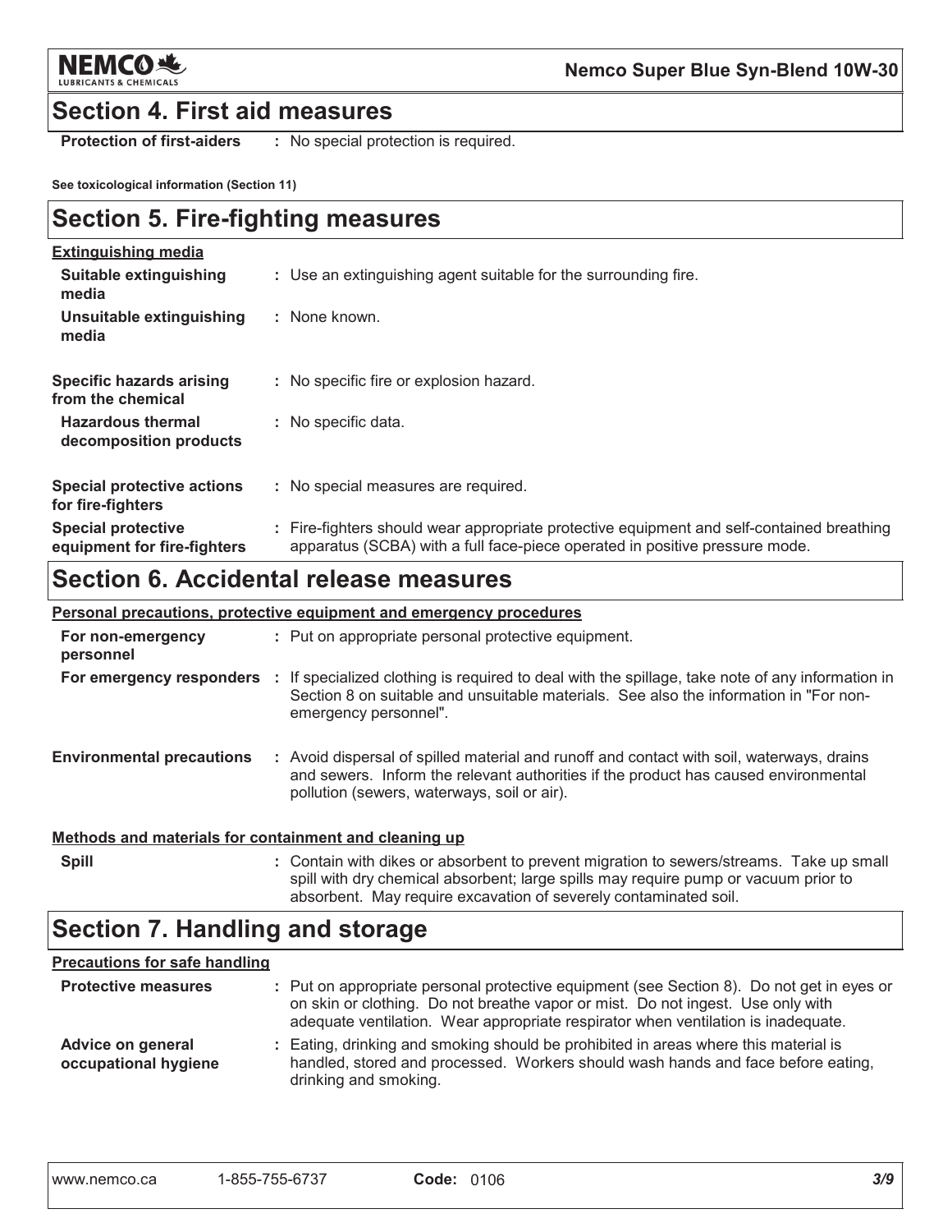## Section 4. First aid measures

| | |
|---|---|
| **Protection of first-aiders** | : No special protection is required. |

**See toxicological information (Section 11)**

## Section 5. Fire-fighting measures

**Extinguishing media**

| | |
|---|---|
| **Suitable extinguishing media** | : Use an extinguishing agent suitable for the surrounding fire. |
| **Unsuitable extinguishing media** | : None known. |
| **Specific hazards arising from the chemical** | : No specific fire or explosion hazard. |
| **Hazardous thermal decomposition products** | : No specific data. |
| **Special protective actions for fire-fighters** | : No special measures are required. |
| **Special protective equipment for fire-fighters** | : Fire-fighters should wear appropriate protective equipment and self-contained breathing apparatus (SCBA) with a full face-piece operated in positive pressure mode. |

## Section 6. Accidental release measures

**Personal precautions, protective equipment and emergency procedures**

| | |
|---|---|
| **For non-emergency personnel** | : Put on appropriate personal protective equipment. |
| **For emergency responders** | : If specialized clothing is required to deal with the spillage, take note of any information in Section 8 on suitable and unsuitable materials. See also the information in "For non-emergency personnel". |
| **Environmental precautions** | : Avoid dispersal of spilled material and runoff and contact with soil, waterways, drains and sewers. Inform the relevant authorities if the product has caused environmental pollution (sewers, waterways, soil or air). |

**Methods and materials for containment and cleaning up**

| | |
|---|---|
| **Spill** | : Contain with dikes or absorbent to prevent migration to sewers/streams. Take up small spill with dry chemical absorbent; large spills may require pump or vacuum prior to absorbent. May require excavation of severely contaminated soil. |

## Section 7. Handling and storage

**Precautions for safe handling**

| | |
|---|---|
| **Protective measures** | : Put on appropriate personal protective equipment (see Section 8). Do not get in eyes or on skin or clothing. Do not breathe vapor or mist. Do not ingest. Use only with adequate ventilation. Wear appropriate respirator when ventilation is inadequate. |
| **Advice on general occupational hygiene** | : Eating, drinking and smoking should be prohibited in areas where this material is handled, stored and processed. Workers should wash hands and face before eating, drinking and smoking. |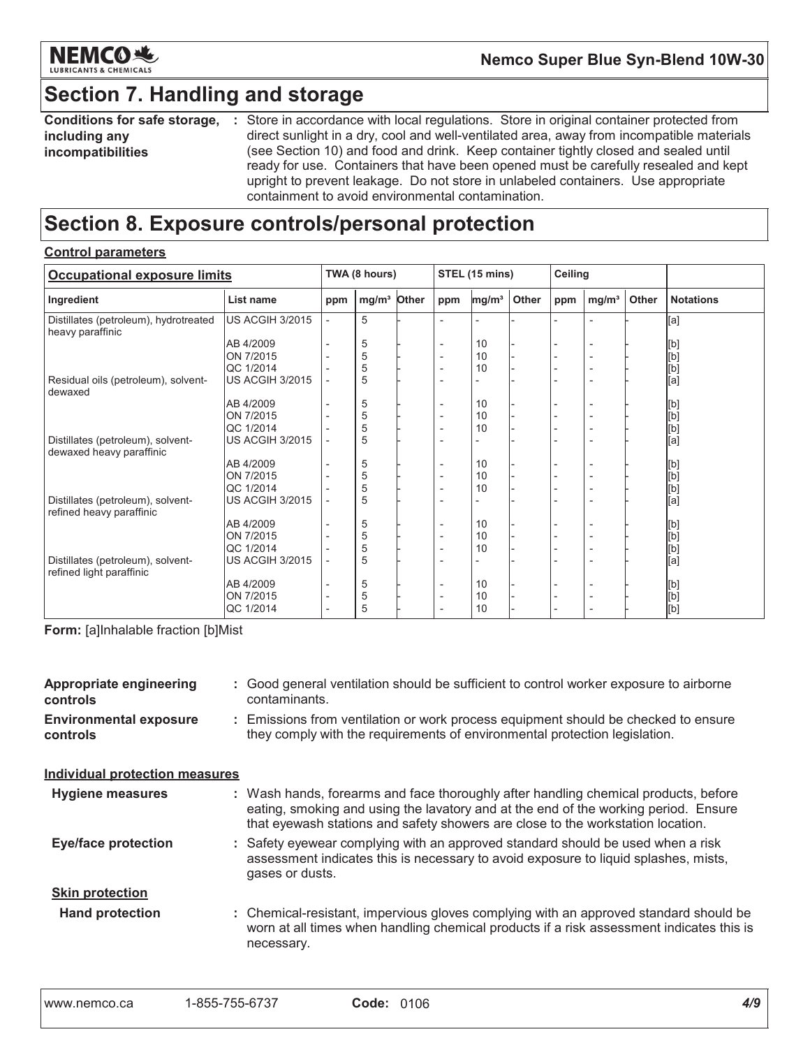## Section 7. Handling and storage

| | |
|---|---|
| **Conditions for safe storage, including any incompatibilities** | : Store in accordance with local regulations. Store in original container protected from direct sunlight in a dry, cool and well-ventilated area, away from incompatible materials (see Section 10) and food and drink. Keep container tightly closed and sealed until ready for use. Containers that have been opened must be carefully resealed and kept upright to prevent leakage. Do not store in unlabeled containers. Use appropriate containment to avoid environmental contamination. |

## Section 8. Exposure controls/personal protection

**Control parameters**

| Occupational exposure limits | | TWA (8 hours) | | | STEL (15 mins) | | | Ceiling | | | |
|---|---|---|---|---|---|---|---|---|---|---|---|
| **Ingredient** | **List name** | **ppm** | **mg/m³** | **Other** | **ppm** | **mg/m³** | **Other** | **ppm** | **mg/m³** | **Other** | **Notations** |
| Distillates (petroleum), hydrotreated heavy paraffinic | US ACGIH 3/2015 | - | 5 | - | - | - | - | - | - | - | [a] |
| | AB 4/2009 | - | 5 | - | - | 10 | - | - | - | - | [b] |
| | ON 7/2015 | - | 5 | - | - | 10 | - | - | - | - | [b] |
| | QC 1/2014 | - | 5 | - | - | 10 | - | - | - | - | [b] |
| Residual oils (petroleum), solvent-dewaxed | US ACGIH 3/2015 | - | 5 | - | - | - | - | - | - | - | [a] |
| | AB 4/2009 | - | 5 | - | - | 10 | - | - | - | - | [b] |
| | ON 7/2015 | - | 5 | - | - | 10 | - | - | - | - | [b] |
| | QC 1/2014 | - | 5 | - | - | 10 | - | - | - | - | [b] |
| Distillates (petroleum), solvent-dewaxed heavy paraffinic | US ACGIH 3/2015 | - | 5 | - | - | - | - | - | - | - | [a] |
| | AB 4/2009 | - | 5 | - | - | 10 | - | - | - | - | [b] |
| | ON 7/2015 | - | 5 | - | - | 10 | - | - | - | - | [b] |
| | QC 1/2014 | - | 5 | - | - | 10 | - | - | - | - | [b] |
| Distillates (petroleum), solvent-refined heavy paraffinic | US ACGIH 3/2015 | - | 5 | - | - | - | - | - | - | - | [a] |
| | AB 4/2009 | - | 5 | - | - | 10 | - | - | - | - | [b] |
| | ON 7/2015 | - | 5 | - | - | 10 | - | - | - | - | [b] |
| | QC 1/2014 | - | 5 | - | - | 10 | - | - | - | - | [b] |
| Distillates (petroleum), solvent-refined light paraffinic | US ACGIH 3/2015 | - | 5 | - | - | - | - | - | - | - | [a] |
| | AB 4/2009 | - | 5 | - | - | 10 | - | - | - | - | [b] |
| | ON 7/2015 | - | 5 | - | - | 10 | - | - | - | - | [b] |
| | QC 1/2014 | - | 5 | - | - | 10 | - | - | - | - | [b] |

**Form:** [a]Inhalable fraction [b]Mist

| | |
|---|---|
| **Appropriate engineering controls** | : Good general ventilation should be sufficient to control worker exposure to airborne contaminants. |
| **Environmental exposure controls** | : Emissions from ventilation or work process equipment should be checked to ensure they comply with the requirements of environmental protection legislation. |

**Individual protection measures**

| | |
|---|---|
| **Hygiene measures** | : Wash hands, forearms and face thoroughly after handling chemical products, before eating, smoking and using the lavatory and at the end of the working period. Ensure that eyewash stations and safety showers are close to the workstation location. |
| **Eye/face protection** | : Safety eyewear complying with an approved standard should be used when a risk assessment indicates this is necessary to avoid exposure to liquid splashes, mists, gases or dusts. |

**Skin protection**

| | |
|---|---|
| **Hand protection** | : Chemical-resistant, impervious gloves complying with an approved standard should be worn at all times when handling chemical products if a risk assessment indicates this is necessary. |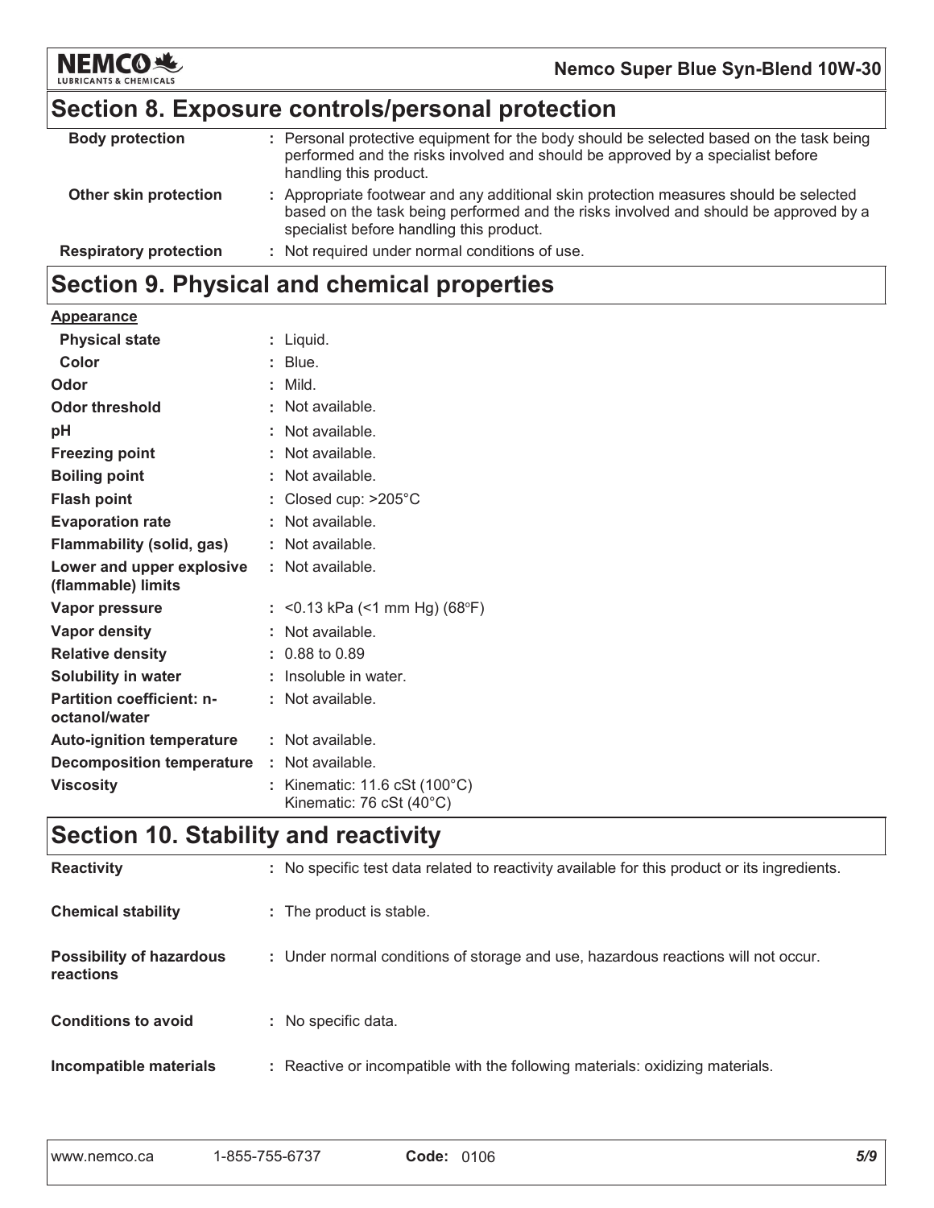## Section 8. Exposure controls/personal protection

| | |
|---|---|
| **Body protection** | : Personal protective equipment for the body should be selected based on the task being performed and the risks involved and should be approved by a specialist before handling this product. |
| **Other skin protection** | : Appropriate footwear and any additional skin protection measures should be selected based on the task being performed and the risks involved and should be approved by a specialist before handling this product. |
| **Respiratory protection** | : Not required under normal conditions of use. |

## Section 9. Physical and chemical properties

**Appearance**

| | |
|---|---|
| **Physical state** | : Liquid. |
| **Color** | : Blue. |
| **Odor** | : Mild. |
| **Odor threshold** | : Not available. |
| **pH** | : Not available. |
| **Freezing point** | : Not available. |
| **Boiling point** | : Not available. |
| **Flash point** | : Closed cup: >205°C |
| **Evaporation rate** | : Not available. |
| **Flammability (solid, gas)** | : Not available. |
| **Lower and upper explosive (flammable) limits** | : Not available. |
| **Vapor pressure** | : <0.13 kPa (<1 mm Hg) (68°F) |
| **Vapor density** | : Not available. |
| **Relative density** | : 0.88 to 0.89 |
| **Solubility in water** | : Insoluble in water. |
| **Partition coefficient: n-octanol/water** | : Not available. |
| **Auto-ignition temperature** | : Not available. |
| **Decomposition temperature** | : Not available. |
| **Viscosity** | : Kinematic: 11.6 cSt (100°C)<br>Kinematic: 76 cSt (40°C) |

## Section 10. Stability and reactivity

| | |
|---|---|
| **Reactivity** | : No specific test data related to reactivity available for this product or its ingredients. |
| **Chemical stability** | : The product is stable. |
| **Possibility of hazardous reactions** | : Under normal conditions of storage and use, hazardous reactions will not occur. |
| **Conditions to avoid** | : No specific data. |
| **Incompatible materials** | : Reactive or incompatible with the following materials: oxidizing materials. |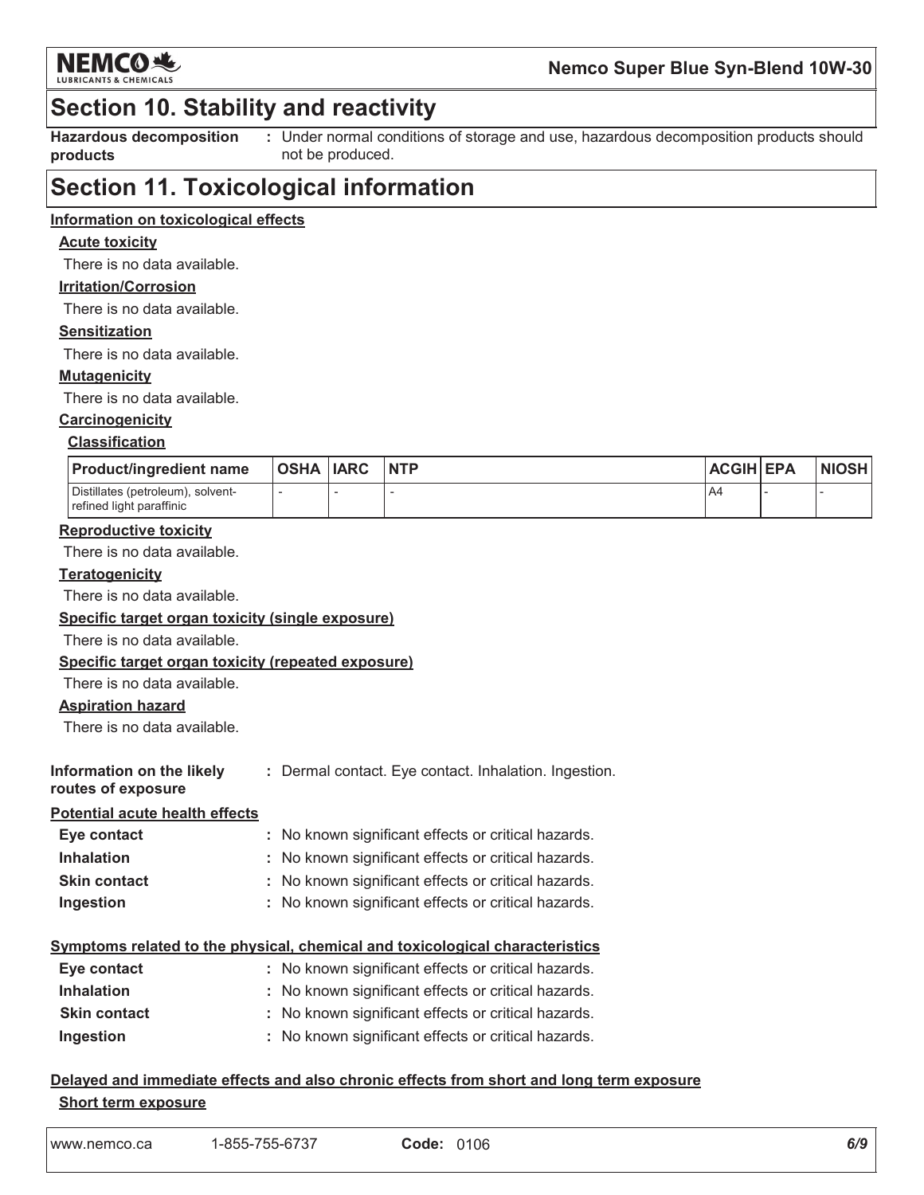## Section 10. Stability and reactivity

**Hazardous decomposition products** : Under normal conditions of storage and use, hazardous decomposition products should not be produced.

## Section 11. Toxicological information

**Information on toxicological effects**

**Acute toxicity**

There is no data available.

**Irritation/Corrosion**

There is no data available.

**Sensitization**

There is no data available.

**Mutagenicity**

There is no data available.

**Carcinogenicity**

**Classification**

| Product/ingredient name | OSHA | IARC | NTP | ACGIH | EPA | NIOSH |
|---|---|---|---|---|---|---|
| Distillates (petroleum), solvent-refined light paraffinic | - | - | - | A4 | - | - |

**Reproductive toxicity**

There is no data available.

**Teratogenicity**

There is no data available.

**Specific target organ toxicity (single exposure)**

There is no data available.

**Specific target organ toxicity (repeated exposure)**

There is no data available.

**Aspiration hazard**

There is no data available.

**Information on the likely routes of exposure** : Dermal contact. Eye contact. Inhalation. Ingestion.

**Potential acute health effects**

**Eye contact** : No known significant effects or critical hazards.

**Inhalation** : No known significant effects or critical hazards.

**Skin contact** : No known significant effects or critical hazards.

**Ingestion** : No known significant effects or critical hazards.

**Symptoms related to the physical, chemical and toxicological characteristics**

**Eye contact** : No known significant effects or critical hazards.

**Inhalation** : No known significant effects or critical hazards.

**Skin contact** : No known significant effects or critical hazards.

**Ingestion** : No known significant effects or critical hazards.

**Delayed and immediate effects and also chronic effects from short and long term exposure**

**Short term exposure**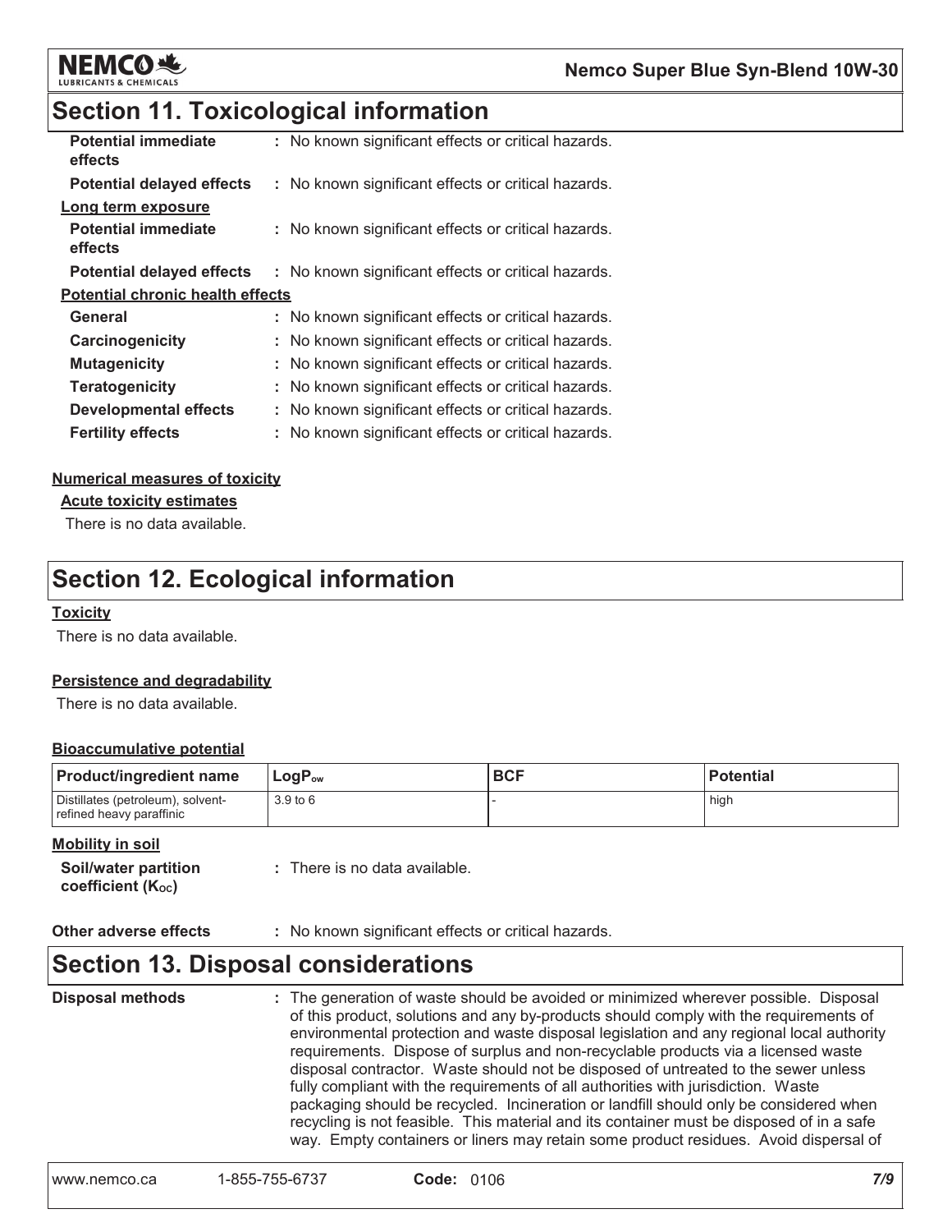## Section 11. Toxicological information

| | |
|---|---|
| **Potential immediate effects** | : No known significant effects or critical hazards. |
| **Potential delayed effects** | : No known significant effects or critical hazards. |

**Long term exposure**

| | |
|---|---|
| **Potential immediate effects** | : No known significant effects or critical hazards. |
| **Potential delayed effects** | : No known significant effects or critical hazards. |

**Potential chronic health effects**

| | |
|---|---|
| **General** | : No known significant effects or critical hazards. |
| **Carcinogenicity** | : No known significant effects or critical hazards. |
| **Mutagenicity** | : No known significant effects or critical hazards. |
| **Teratogenicity** | : No known significant effects or critical hazards. |
| **Developmental effects** | : No known significant effects or critical hazards. |
| **Fertility effects** | : No known significant effects or critical hazards. |

**Numerical measures of toxicity**

**Acute toxicity estimates**

There is no data available.

## Section 12. Ecological information

**Toxicity**

There is no data available.

**Persistence and degradability**

There is no data available.

**Bioaccumulative potential**

| Product/ingredient name | $LogP_{ow}$ | BCF | Potential |
|---|---|---|---|
| Distillates (petroleum), solvent-refined heavy paraffinic | 3.9 to 6 | - | high |

**Mobility in soil**

**Soil/water partition coefficient ($K_{OC}$)** : There is no data available.

**Other adverse effects** : No known significant effects or critical hazards.

## Section 13. Disposal considerations

**Disposal methods** : The generation of waste should be avoided or minimized wherever possible. Disposal of this product, solutions and any by-products should comply with the requirements of environmental protection and waste disposal legislation and any regional local authority requirements. Dispose of surplus and non-recyclable products via a licensed waste disposal contractor. Waste should not be disposed of untreated to the sewer unless fully compliant with the requirements of all authorities with jurisdiction. Waste packaging should be recycled. Incineration or landfill should only be considered when recycling is not feasible. This material and its container must be disposed of in a safe way. Empty containers or liners may retain some product residues. Avoid dispersal of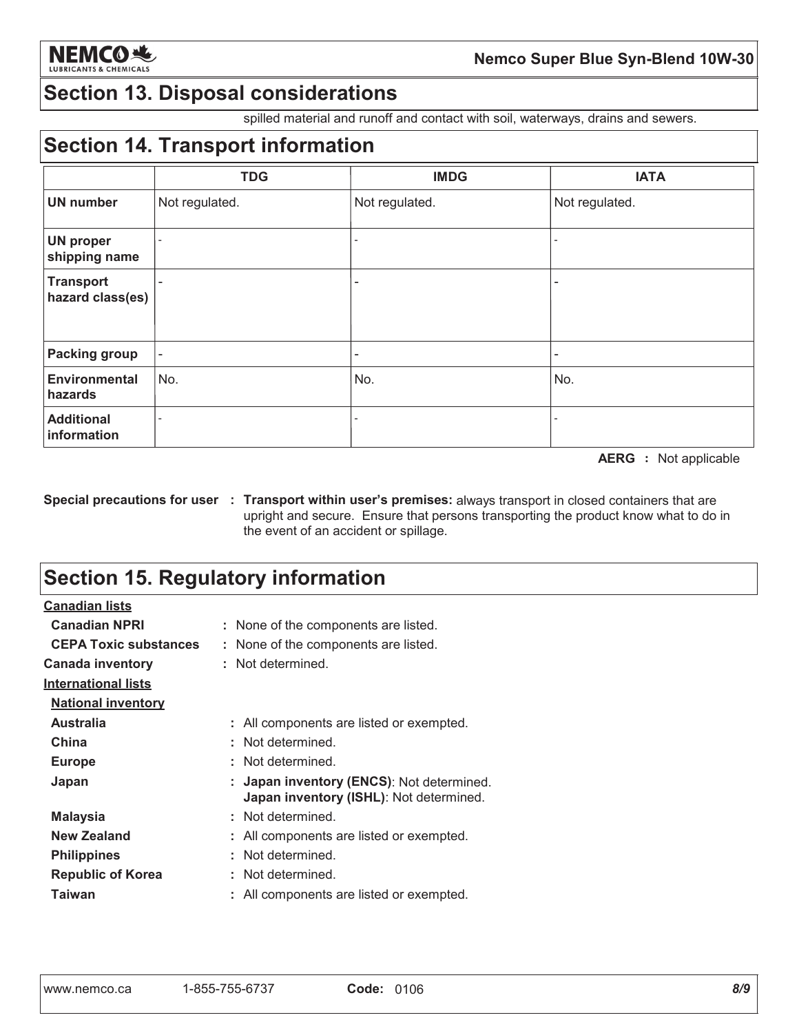## Section 13. Disposal considerations

spilled material and runoff and contact with soil, waterways, drains and sewers.

## Section 14. Transport information

| | TDG | IMDG | IATA |
|---|---|---|---|
| **UN number** | Not regulated. | Not regulated. | Not regulated. |
| **UN proper shipping name** | - | - | - |
| **Transport hazard class(es)** | - | - | - |
| **Packing group** | - | - | - |
| **Environmental hazards** | No. | No. | No. |
| **Additional information** | - | - | - |

**AERG :** Not applicable

**Special precautions for user :** **Transport within user's premises:** always transport in closed containers that are upright and secure. Ensure that persons transporting the product know what to do in the event of an accident or spillage.

## Section 15. Regulatory information

**Canadian lists**

**Canadian NPRI** : None of the components are listed.

**CEPA Toxic substances** : None of the components are listed.

**Canada inventory** : Not determined.

**International lists**

**National inventory**

**Australia** : All components are listed or exempted.

**China** : Not determined.

**Europe** : Not determined.

**Japan** : **Japan inventory (ENCS)**: Not determined.
**Japan inventory (ISHL)**: Not determined.

**Malaysia** : Not determined.

**New Zealand** : All components are listed or exempted.

**Philippines** : Not determined.

**Republic of Korea** : Not determined.

**Taiwan** : All components are listed or exempted.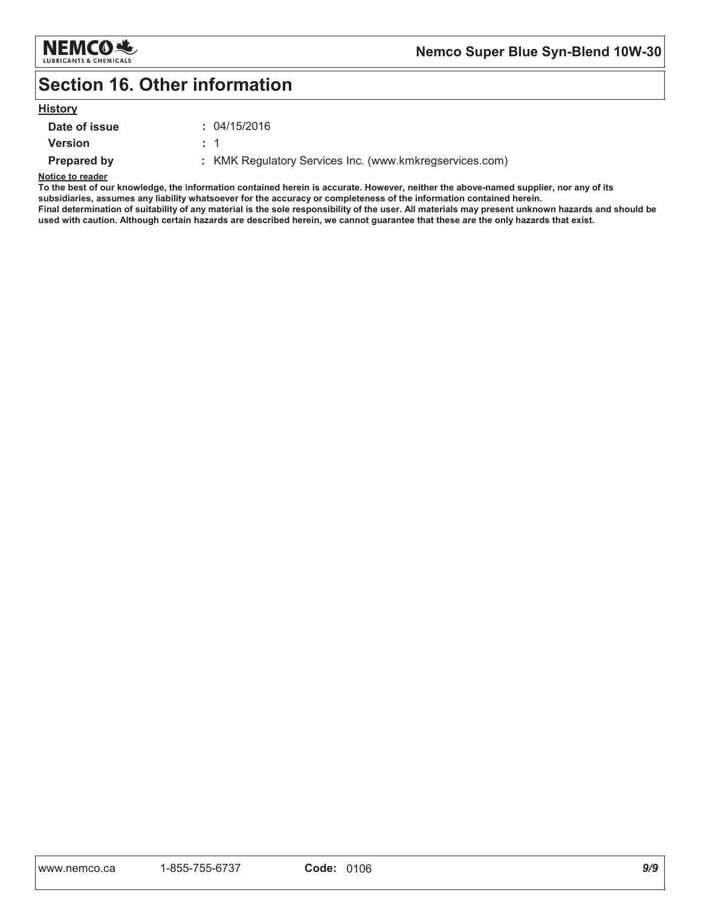## Section 16. Other information

**History**

| | |
|---|---|
| **Date of issue** | : 04/15/2016 |
| **Version** | : 1 |
| **Prepared by** | : KMK Regulatory Services Inc. (www.kmkregservices.com) |

**Notice to reader**

**To the best of our knowledge, the information contained herein is accurate. However, neither the above-named supplier, nor any of its subsidiaries, assumes any liability whatsoever for the accuracy or completeness of the information contained herein.**
**Final determination of suitability of any material is the sole responsibility of the user. All materials may present unknown hazards and should be used with caution. Although certain hazards are described herein, we cannot guarantee that these are the only hazards that exist.**